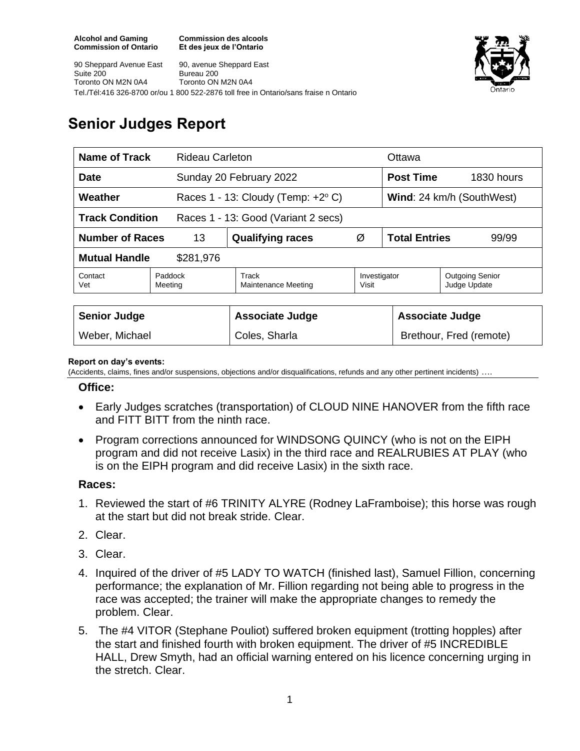Alcohol and Gaming Commission of Ontario
Commission des alcools Et des jeux de l'Ontario

90 Sheppard Avenue East
Suite 200
Toronto ON M2N 0A4

90, avenue Sheppard East
Bureau 200
Toronto ON M2N 0A4

Tel./Tél:416 326-8700 or/ou 1 800 522-2876 toll free in Ontario/sans fraise n Ontario

# Senior Judges Report

| Name of Track | Rideau Carleton | | | Ottawa | |
|---|---|---|---|---|---|
| Date | Sunday 20 February 2022 | | | Post Time | 1830 hours |
| Weather | Races 1 - 13: Cloudy (Temp: +2° C) | | | Wind: 24 km/h (SouthWest) | |
| Track Condition | Races 1 - 13: Good (Variant 2 secs) | | | | |
| Number of Races | 13 | Qualifying races | Ø | Total Entries | 99/99 |
| Mutual Handle | $281,976 | | | | |
| Contact Vet | Paddock Meeting | Track Maintenance Meeting | Investigator Visit | Outgoing Senior Judge Update | |

| Senior Judge | Associate Judge | Associate Judge |
|---|---|---|
| Weber, Michael | Coles, Sharla | Brethour, Fred (remote) |

**Report on day's events:**
(Accidents, claims, fines and/or suspensions, objections and/or disqualifications, refunds and any other pertinent incidents) ….

### Office:

- Early Judges scratches (transportation) of CLOUD NINE HANOVER from the fifth race and FITT BITT from the ninth race.
- Program corrections announced for WINDSONG QUINCY (who is not on the EIPH program and did not receive Lasix) in the third race and REALRUBIES AT PLAY (who is on the EIPH program and did receive Lasix) in the sixth race.

### Races:

1. Reviewed the start of #6 TRINITY ALYRE (Rodney LaFramboise); this horse was rough at the start but did not break stride. Clear.
2. Clear.
3. Clear.
4. Inquired of the driver of #5 LADY TO WATCH (finished last), Samuel Fillion, concerning performance; the explanation of Mr. Fillion regarding not being able to progress in the race was accepted; the trainer will make the appropriate changes to remedy the problem. Clear.
5. The #4 VITOR (Stephane Pouliot) suffered broken equipment (trotting hopples) after the start and finished fourth with broken equipment. The driver of #5 INCREDIBLE HALL, Drew Smyth, had an official warning entered on his licence concerning urging in the stretch. Clear.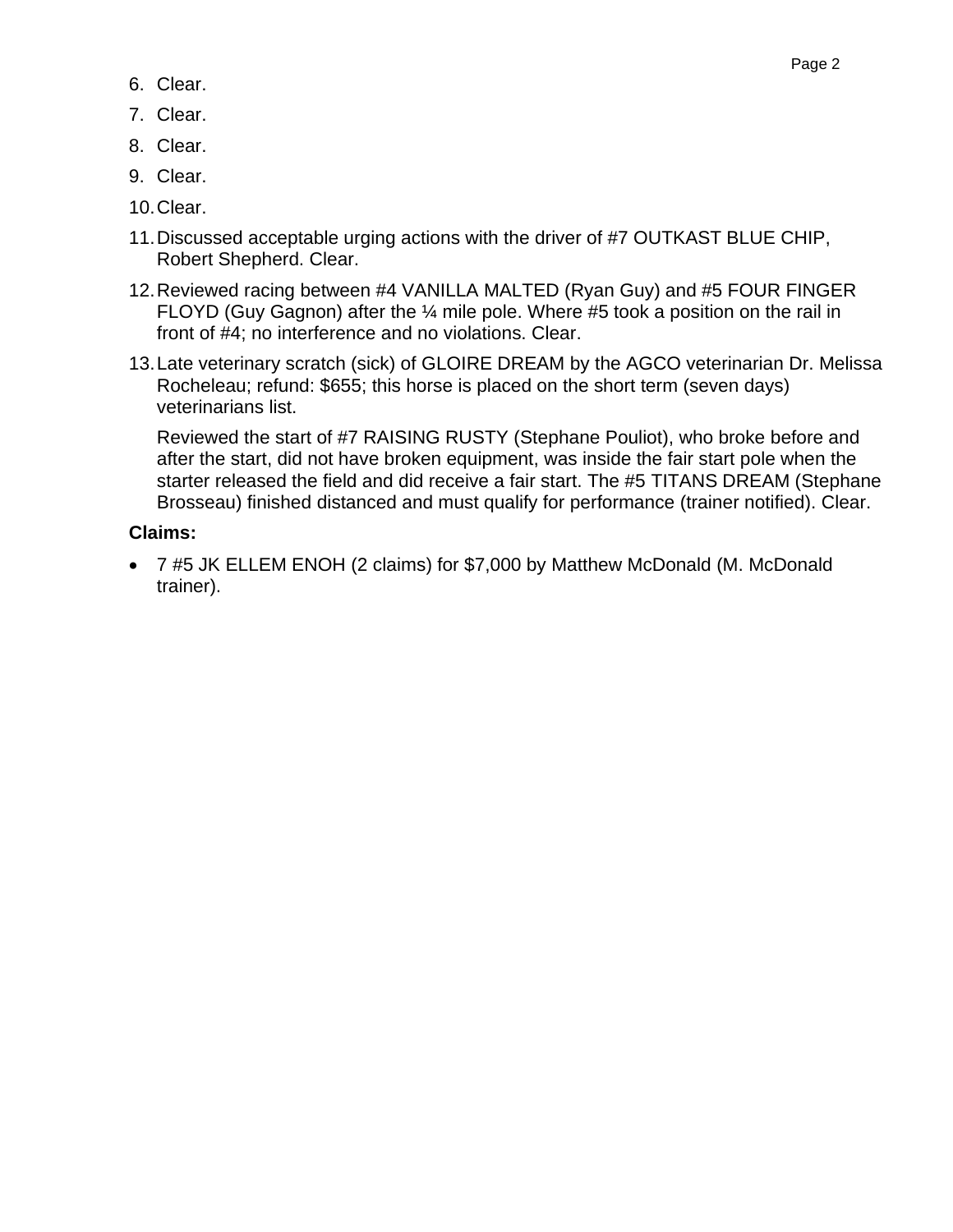6. Clear.
7. Clear.
8. Clear.
9. Clear.
10. Clear.
11. Discussed acceptable urging actions with the driver of #7 OUTKAST BLUE CHIP, Robert Shepherd. Clear.
12. Reviewed racing between #4 VANILLA MALTED (Ryan Guy) and #5 FOUR FINGER FLOYD (Guy Gagnon) after the ¼ mile pole. Where #5 took a position on the rail in front of #4; no interference and no violations. Clear.
13. Late veterinary scratch (sick) of GLOIRE DREAM by the AGCO veterinarian Dr. Melissa Rocheleau; refund: $655; this horse is placed on the short term (seven days) veterinarians list.

    Reviewed the start of #7 RAISING RUSTY (Stephane Pouliot), who broke before and after the start, did not have broken equipment, was inside the fair start pole when the starter released the field and did receive a fair start. The #5 TITANS DREAM (Stephane Brosseau) finished distanced and must qualify for performance (trainer notified). Clear.

**Claims:**

- 7 #5 JK ELLEM ENOH (2 claims) for $7,000 by Matthew McDonald (M. McDonald trainer).